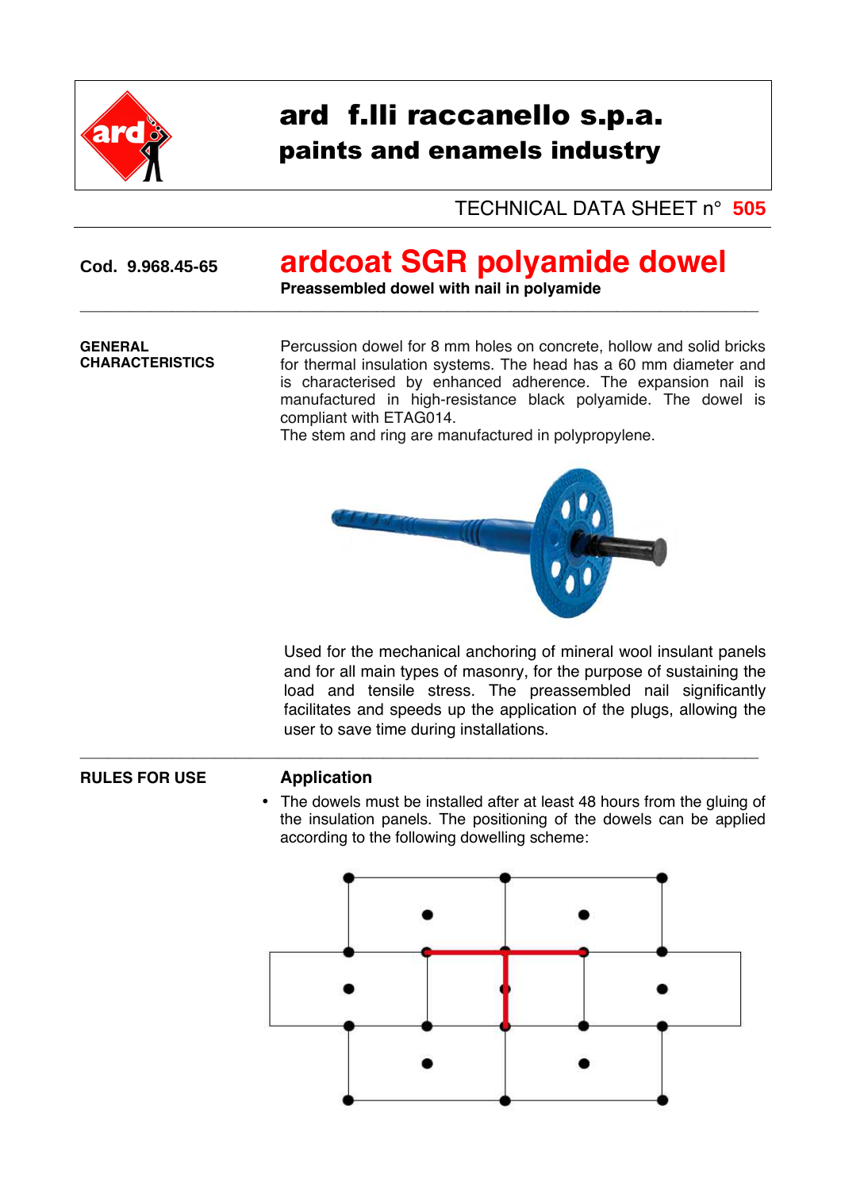# ard f.lli raccanello s.p.a.

## paints and enamels industry

TECHNICAL DATA SHEET n° **505**

**Cod. 9.968.45-65**

# ardcoat SGR polyamide dowel

**Preassembled dowel with nail in polyamide**

---

**GENERAL CHARACTERISTICS**

Percussion dowel for 8 mm holes on concrete, hollow and solid bricks for thermal insulation systems. The head has a 60 mm diameter and is characterised by enhanced adherence. The expansion nail is manufactured in high-resistance black polyamide. The dowel is compliant with ETAG014.
The stem and ring are manufactured in polypropylene.

Used for the mechanical anchoring of mineral wool insulant panels and for all main types of masonry, for the purpose of sustaining the load and tensile stress. The preassembled nail significantly facilitates and speeds up the application of the plugs, allowing the user to save time during installations.

---

**RULES FOR USE**

### Application

- The dowels must be installed after at least 48 hours from the gluing of the insulation panels. The positioning of the dowels can be applied according to the following dowelling scheme: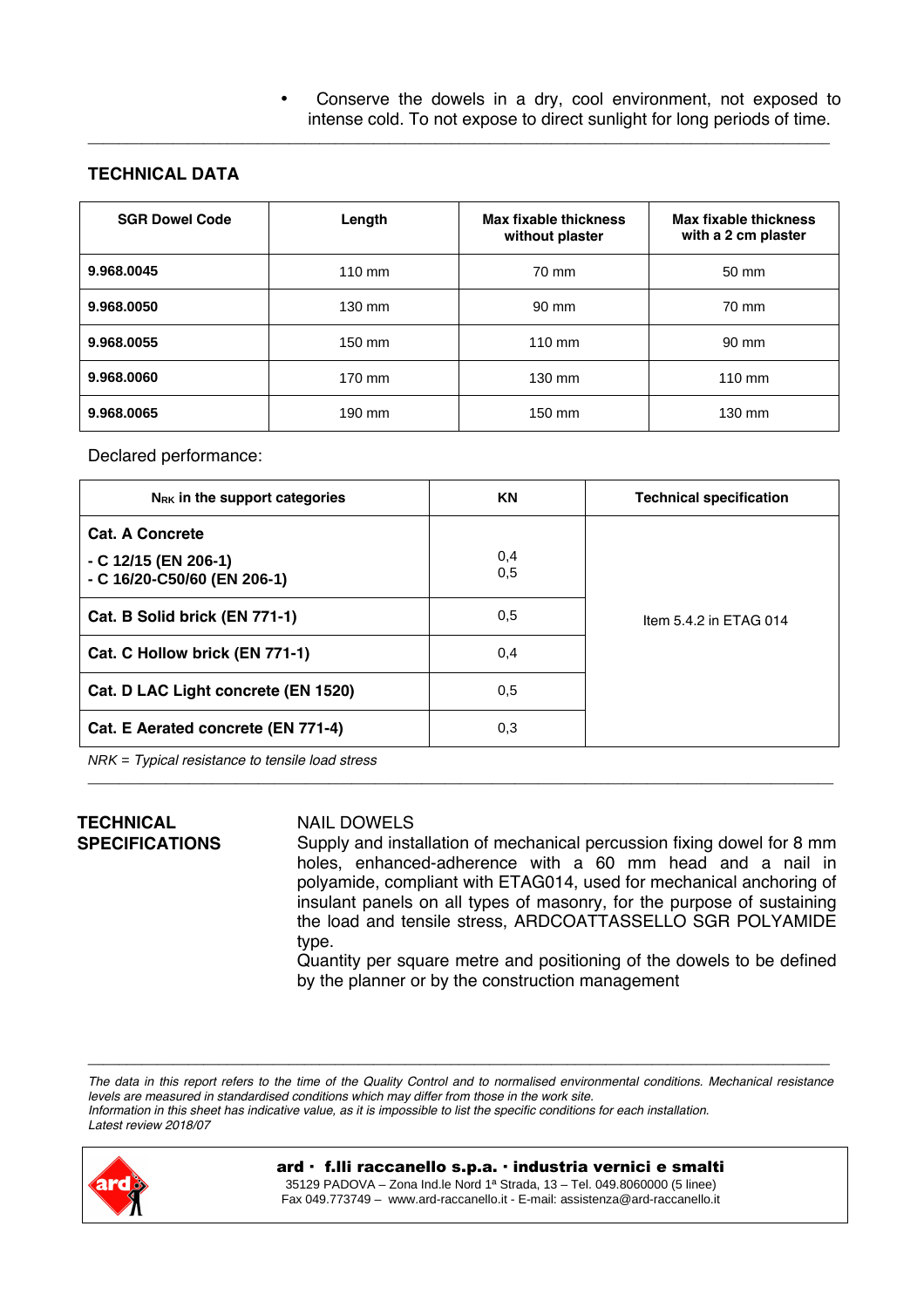- Conserve the dowels in a dry, cool environment, not exposed to intense cold. To not expose to direct sunlight for long periods of time.

## TECHNICAL DATA

| SGR Dowel Code | Length | Max fixable thickness without plaster | Max fixable thickness with a 2 cm plaster |
|---|---|---|---|
| **9.968.0045** | 110 mm | 70 mm | 50 mm |
| **9.968.0050** | 130 mm | 90 mm | 70 mm |
| **9.968.0055** | 150 mm | 110 mm | 90 mm |
| **9.968.0060** | 170 mm | 130 mm | 110 mm |
| **9.968.0065** | 190 mm | 150 mm | 130 mm |

Declared performance:

| $N_{RK}$ in the support categories | KN | Technical specification |
|---|---|---|
| **Cat. A Concrete**<br>**- C 12/15 (EN 206-1)**<br>**- C 16/20-C50/60 (EN 206-1)** | 0,4<br>0,5 | Item 5.4.2 in ETAG 014 |
| **Cat. B Solid brick (EN 771-1)** | 0,5 | |
| **Cat. C Hollow brick (EN 771-1)** | 0,4 | |
| **Cat. D LAC Light concrete (EN 1520)** | 0,5 | |
| **Cat. E Aerated concrete (EN 771-4)** | 0,3 | |

*NRK = Typical resistance to tensile load stress*

## TECHNICAL SPECIFICATIONS

NAIL DOWELS

Supply and installation of mechanical percussion fixing dowel for 8 mm holes, enhanced-adherence with a 60 mm head and a nail in polyamide, compliant with ETAG014, used for mechanical anchoring of insulant panels on all types of masonry, for the purpose of sustaining the load and tensile stress, ARDCOATTASSELLO SGR POLYAMIDE type.

Quantity per square metre and positioning of the dowels to be defined by the planner or by the construction management

*The data in this report refers to the time of the Quality Control and to normalised environmental conditions. Mechanical resistance levels are measured in standardised conditions which may differ from those in the work site.*
*Information in this sheet has indicative value, as it is impossible to list the specific conditions for each installation.*
*Latest review 2018/07*

**ard · f.lli raccanello s.p.a. · industria vernici e smalti**
35129 PADOVA – Zona Ind.le Nord 1ª Strada, 13 – Tel. 049.8060000 (5 linee)
Fax 049.773749 – www.ard-raccanello.it - E-mail: assistenza@ard-raccanello.it